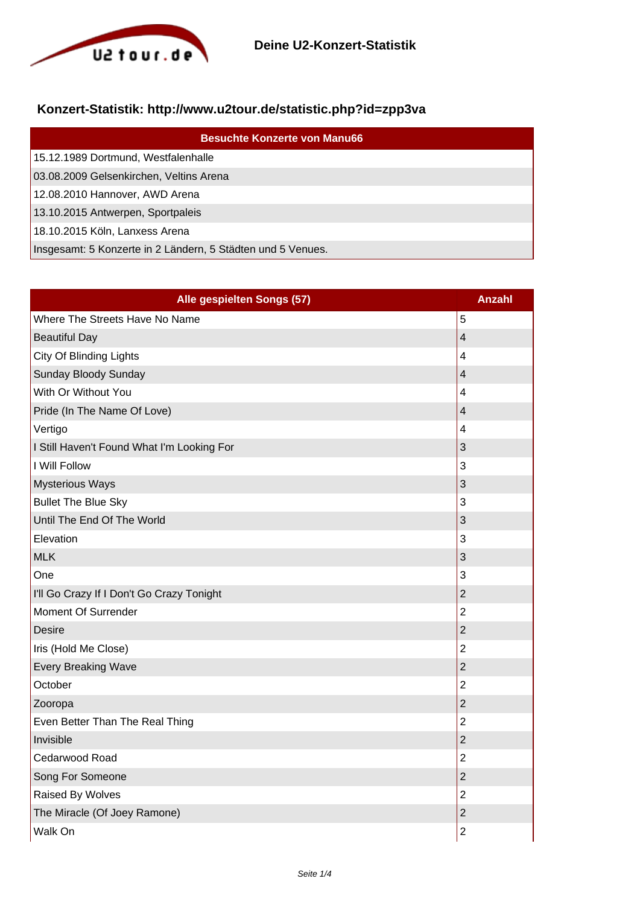# Deine U2-Konzert-Statistik

## Konzert-Statistik: http://www.u2tour.de/statistic.php?id=zpp3va

| Besuchte Konzerte von Manu66 |
|---|
| 15.12.1989 Dortmund, Westfalenhalle |
| 03.08.2009 Gelsenkirchen, Veltins Arena |
| 12.08.2010 Hannover, AWD Arena |
| 13.10.2015 Antwerpen, Sportpaleis |
| 18.10.2015 Köln, Lanxess Arena |
| Insgesamt: 5 Konzerte in 2 Ländern, 5 Städten und 5 Venues. |

| Alle gespielten Songs (57) | Anzahl |
|---|---|
| Where The Streets Have No Name | 5 |
| Beautiful Day | 4 |
| City Of Blinding Lights | 4 |
| Sunday Bloody Sunday | 4 |
| With Or Without You | 4 |
| Pride (In The Name Of Love) | 4 |
| Vertigo | 4 |
| I Still Haven't Found What I'm Looking For | 3 |
| I Will Follow | 3 |
| Mysterious Ways | 3 |
| Bullet The Blue Sky | 3 |
| Until The End Of The World | 3 |
| Elevation | 3 |
| MLK | 3 |
| One | 3 |
| I'll Go Crazy If I Don't Go Crazy Tonight | 2 |
| Moment Of Surrender | 2 |
| Desire | 2 |
| Iris (Hold Me Close) | 2 |
| Every Breaking Wave | 2 |
| October | 2 |
| Zooropa | 2 |
| Even Better Than The Real Thing | 2 |
| Invisible | 2 |
| Cedarwood Road | 2 |
| Song For Someone | 2 |
| Raised By Wolves | 2 |
| The Miracle (Of Joey Ramone) | 2 |
| Walk On | 2 |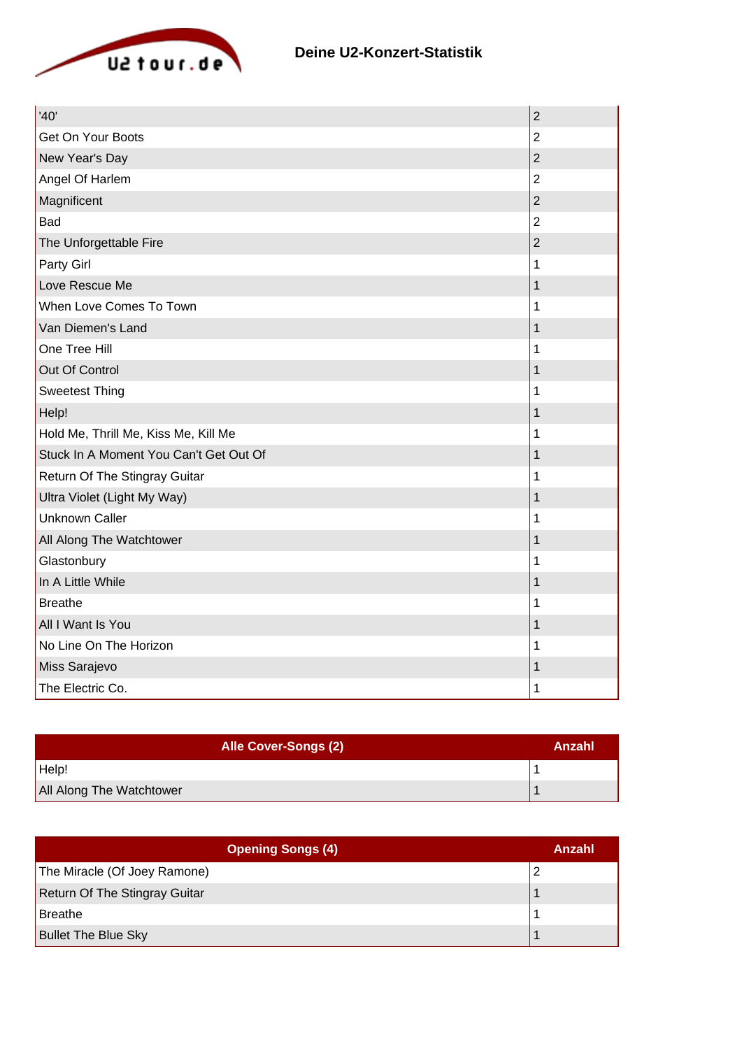# Deine U2-Konzert-Statistik

| | |
|---|---|
| '40' | 2 |
| Get On Your Boots | 2 |
| New Year's Day | 2 |
| Angel Of Harlem | 2 |
| Magnificent | 2 |
| Bad | 2 |
| The Unforgettable Fire | 2 |
| Party Girl | 1 |
| Love Rescue Me | 1 |
| When Love Comes To Town | 1 |
| Van Diemen's Land | 1 |
| One Tree Hill | 1 |
| Out Of Control | 1 |
| Sweetest Thing | 1 |
| Help! | 1 |
| Hold Me, Thrill Me, Kiss Me, Kill Me | 1 |
| Stuck In A Moment You Can't Get Out Of | 1 |
| Return Of The Stingray Guitar | 1 |
| Ultra Violet (Light My Way) | 1 |
| Unknown Caller | 1 |
| All Along The Watchtower | 1 |
| Glastonbury | 1 |
| In A Little While | 1 |
| Breathe | 1 |
| All I Want Is You | 1 |
| No Line On The Horizon | 1 |
| Miss Sarajevo | 1 |
| The Electric Co. | 1 |

| Alle Cover-Songs (2) | Anzahl |
|---|---|
| Help! | 1 |
| All Along The Watchtower | 1 |

| Opening Songs (4) | Anzahl |
|---|---|
| The Miracle (Of Joey Ramone) | 2 |
| Return Of The Stingray Guitar | 1 |
| Breathe | 1 |
| Bullet The Blue Sky | 1 |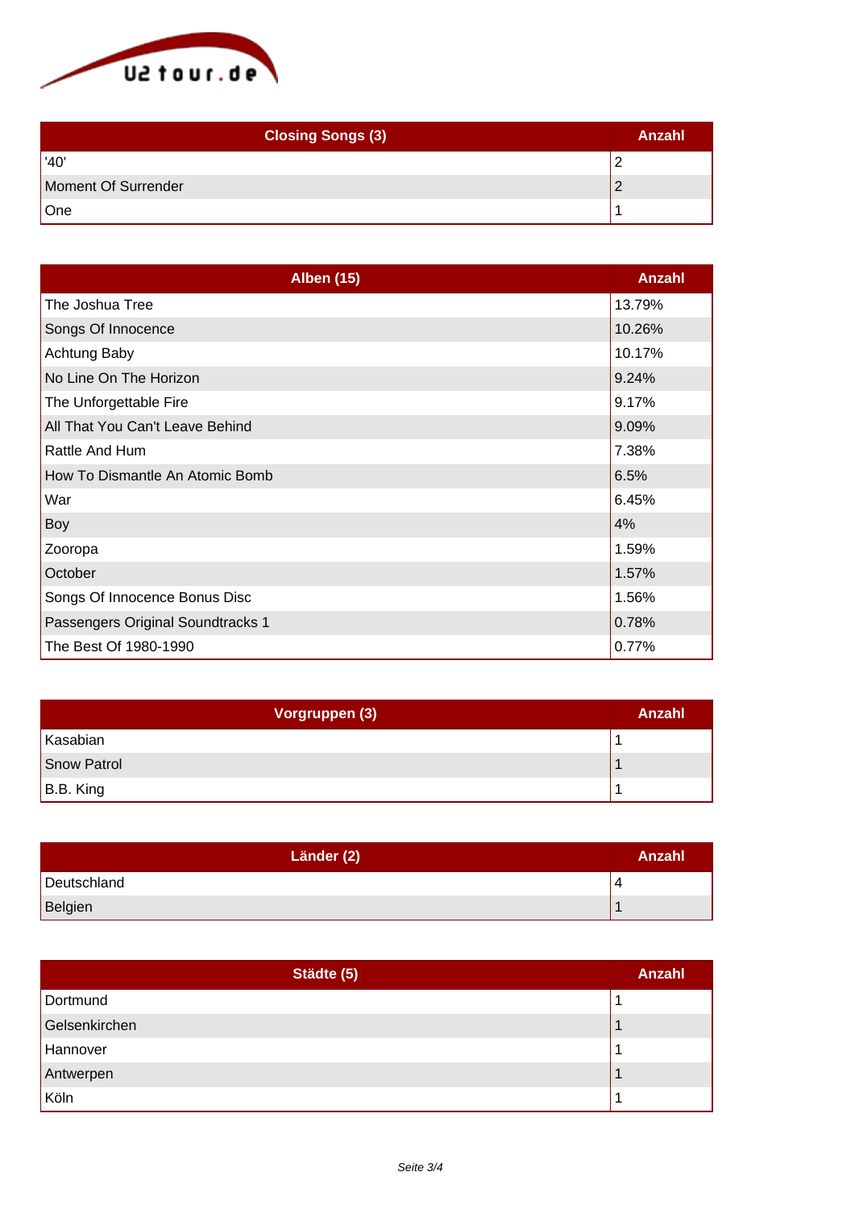| Closing Songs (3) | Anzahl |
| --- | --- |
| '40' | 2 |
| Moment Of Surrender | 2 |
| One | 1 |

| Alben (15) | Anzahl |
| --- | --- |
| The Joshua Tree | 13.79% |
| Songs Of Innocence | 10.26% |
| Achtung Baby | 10.17% |
| No Line On The Horizon | 9.24% |
| The Unforgettable Fire | 9.17% |
| All That You Can't Leave Behind | 9.09% |
| Rattle And Hum | 7.38% |
| How To Dismantle An Atomic Bomb | 6.5% |
| War | 6.45% |
| Boy | 4% |
| Zooropa | 1.59% |
| October | 1.57% |
| Songs Of Innocence Bonus Disc | 1.56% |
| Passengers Original Soundtracks 1 | 0.78% |
| The Best Of 1980-1990 | 0.77% |

| Vorgruppen (3) | Anzahl |
| --- | --- |
| Kasabian | 1 |
| Snow Patrol | 1 |
| B.B. King | 1 |

| Länder (2) | Anzahl |
| --- | --- |
| Deutschland | 4 |
| Belgien | 1 |

| Städte (5) | Anzahl |
| --- | --- |
| Dortmund | 1 |
| Gelsenkirchen | 1 |
| Hannover | 1 |
| Antwerpen | 1 |
| Köln | 1 |